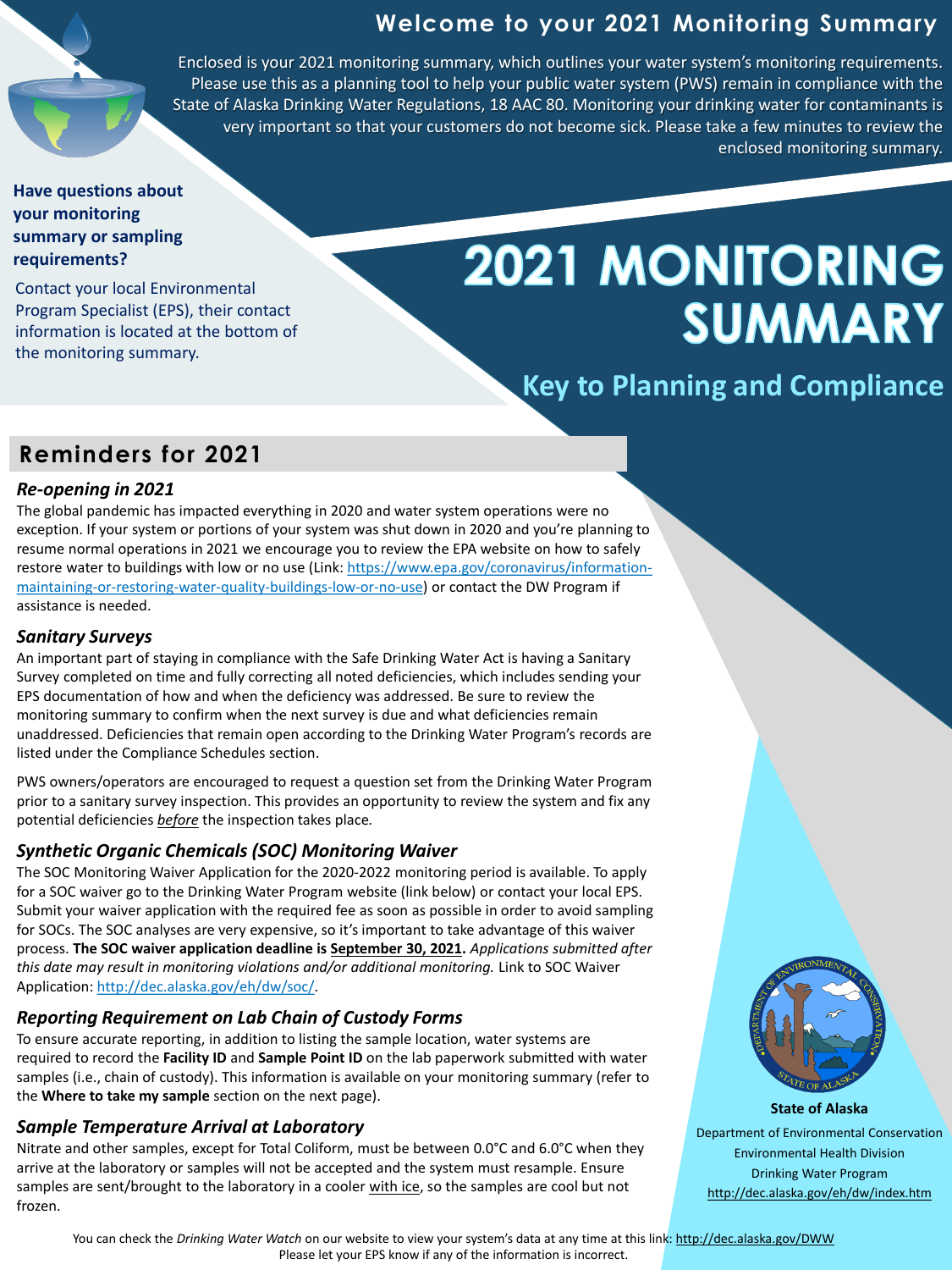## Welcome to your 2021 Monitoring Summary

Enclosed is your 2021 monitoring summary, which outlines your water system's monitoring requirements. Please use this as a planning tool to help your public water system (PWS) remain in compliance with the State of Alaska Drinking Water Regulations, 18 AAC 80. Monitoring your drinking water for contaminants is very important so that your customers do not become sick. Please take a few minutes to review the enclosed monitoring summary.

**Have questions about your monitoring summary or sampling requirements?**

Contact your local Environmental Program Specialist (EPS), their contact information is located at the bottom of the monitoring summary.

# 2021 MONITORING SUMMARY

### Key to Planning and Compliance

## Reminders for 2021

### *Re-opening in 2021*

The global pandemic has impacted everything in 2020 and water system operations were no exception. If your system or portions of your system was shut down in 2020 and you're planning to resume normal operations in 2021 we encourage you to review the EPA website on how to safely restore water to buildings with low or no use (Link: https://www.epa.gov/coronavirus/information-maintaining-or-restoring-water-quality-buildings-low-or-no-use) or contact the DW Program if assistance is needed.

### *Sanitary Surveys*

An important part of staying in compliance with the Safe Drinking Water Act is having a Sanitary Survey completed on time and fully correcting all noted deficiencies, which includes sending your EPS documentation of how and when the deficiency was addressed. Be sure to review the monitoring summary to confirm when the next survey is due and what deficiencies remain unaddressed. Deficiencies that remain open according to the Drinking Water Program's records are listed under the Compliance Schedules section.

PWS owners/operators are encouraged to request a question set from the Drinking Water Program prior to a sanitary survey inspection. This provides an opportunity to review the system and fix any potential deficiencies *before* the inspection takes place.

### *Synthetic Organic Chemicals (SOC) Monitoring Waiver*

The SOC Monitoring Waiver Application for the 2020-2022 monitoring period is available. To apply for a SOC waiver go to the Drinking Water Program website (link below) or contact your local EPS. Submit your waiver application with the required fee as soon as possible in order to avoid sampling for SOCs. The SOC analyses are very expensive, so it's important to take advantage of this waiver process. **The SOC waiver application deadline is September 30, 2021.** *Applications submitted after this date may result in monitoring violations and/or additional monitoring.* Link to SOC Waiver Application: http://dec.alaska.gov/eh/dw/soc/.

### *Reporting Requirement on Lab Chain of Custody Forms*

To ensure accurate reporting, in addition to listing the sample location, water systems are required to record the **Facility ID** and **Sample Point ID** on the lab paperwork submitted with water samples (i.e., chain of custody). This information is available on your monitoring summary (refer to the **Where to take my sample** section on the next page).

### *Sample Temperature Arrival at Laboratory*

Nitrate and other samples, except for Total Coliform, must be between 0.0°C and 6.0°C when they arrive at the laboratory or samples will not be accepted and the system must resample. Ensure samples are sent/brought to the laboratory in a cooler with ice, so the samples are cool but not frozen.

**State of Alaska**
Department of Environmental Conservation
Environmental Health Division
Drinking Water Program
http://dec.alaska.gov/eh/dw/index.htm

You can check the *Drinking Water Watch* on our website to view your system's data at any time at this link: http://dec.alaska.gov/DWW
Please let your EPS know if any of the information is incorrect.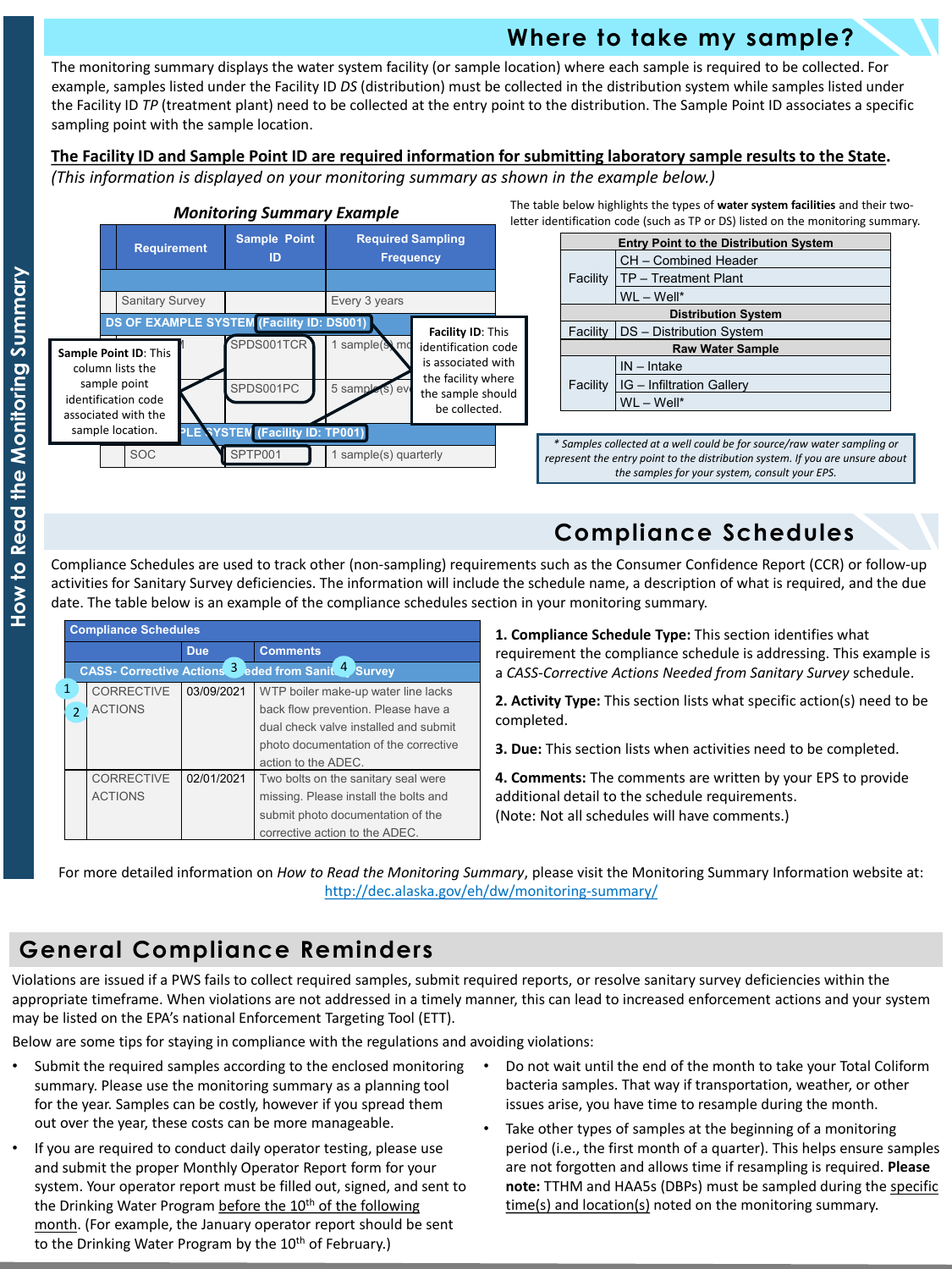## Where to take my sample?

The monitoring summary displays the water system facility (or sample location) where each sample is required to be collected. For example, samples listed under the Facility ID *DS* (distribution) must be collected in the distribution system while samples listed under the Facility ID *TP* (treatment plant) need to be collected at the entry point to the distribution. The Sample Point ID associates a specific sampling point with the sample location.

**The Facility ID and Sample Point ID are required information for submitting laboratory sample results to the State.**
*(This information is displayed on your monitoring summary as shown in the example below.)*

***Monitoring Summary Example***

| Requirement | Sample Point ID | Required Sampling Frequency |
|---|---|---|
| | | |
| Sanitary Survey | | Every 3 years |
| DS OF EXAMPLE SYSTEM (Facility ID: DS001) | | |
| | SPDS001TCR | 1 sample(s) mo |
| | SPDS001PC | 5 sample(s) eve |
| ...PLE SYSTEM (Facility ID: TP001) | | |
| SOC | SPTP001 | 1 sample(s) quarterly |

**Sample Point ID**: This column lists the sample point identification code associated with the sample location.

**Facility ID**: This identification code is associated with the facility where the sample should be collected.

The table below highlights the types of **water system facilities** and their two-letter identification code (such as TP or DS) listed on the monitoring summary.

| | Entry Point to the Distribution System |
|---|---|
| Facility | CH – Combined Header |
| | TP – Treatment Plant |
| | WL – Well* |
| | **Distribution System** |
| Facility | DS – Distribution System |
| | **Raw Water Sample** |
| Facility | IN – Intake |
| | IG – Infiltration Gallery |
| | WL – Well* |

*\* Samples collected at a well could be for source/raw water sampling or represent the entry point to the distribution system. If you are unsure about the samples for your system, consult your EPS.*

## Compliance Schedules

Compliance Schedules are used to track other (non-sampling) requirements such as the Consumer Confidence Report (CCR) or follow-up activities for Sanitary Survey deficiencies. The information will include the schedule name, a description of what is required, and the due date. The table below is an example of the compliance schedules section in your monitoring summary.

| Compliance Schedules | | |
|---|---|---|
| | Due | Comments |
| CASS- Corrective Actions (3) Needed from Sanit (4) Survey | | |
| (1) CORRECTIVE (2) ACTIONS | 03/09/2021 | WTP boiler make-up water line lacks back flow prevention. Please have a dual check valve installed and submit photo documentation of the corrective action to the ADEC. |
| CORRECTIVE ACTIONS | 02/01/2021 | Two bolts on the sanitary seal were missing. Please install the bolts and submit photo documentation of the corrective action to the ADEC. |

**1. Compliance Schedule Type:** This section identifies what requirement the compliance schedule is addressing. This example is a *CASS-Corrective Actions Needed from Sanitary Survey* schedule.

**2. Activity Type:** This section lists what specific action(s) need to be completed.

**3. Due:** This section lists when activities need to be completed.

**4. Comments:** The comments are written by your EPS to provide additional detail to the schedule requirements.
(Note: Not all schedules will have comments.)

For more detailed information on *How to Read the Monitoring Summary*, please visit the Monitoring Summary Information website at: http://dec.alaska.gov/eh/dw/monitoring-summary/

## General Compliance Reminders

Violations are issued if a PWS fails to collect required samples, submit required reports, or resolve sanitary survey deficiencies within the appropriate timeframe. When violations are not addressed in a timely manner, this can lead to increased enforcement actions and your system may be listed on the EPA's national Enforcement Targeting Tool (ETT).

Below are some tips for staying in compliance with the regulations and avoiding violations:

- Submit the required samples according to the enclosed monitoring summary. Please use the monitoring summary as a planning tool for the year. Samples can be costly, however if you spread them out over the year, these costs can be more manageable.
- If you are required to conduct daily operator testing, please use and submit the proper Monthly Operator Report form for your system. Your operator report must be filled out, signed, and sent to the Drinking Water Program before the 10th of the following month. (For example, the January operator report should be sent to the Drinking Water Program by the 10th of February.)
- Do not wait until the end of the month to take your Total Coliform bacteria samples. That way if transportation, weather, or other issues arise, you have time to resample during the month.
- Take other types of samples at the beginning of a monitoring period (i.e., the first month of a quarter). This helps ensure samples are not forgotten and allows time if resampling is required. **Please note:** TTHM and HAA5s (DBPs) must be sampled during the specific time(s) and location(s) noted on the monitoring summary.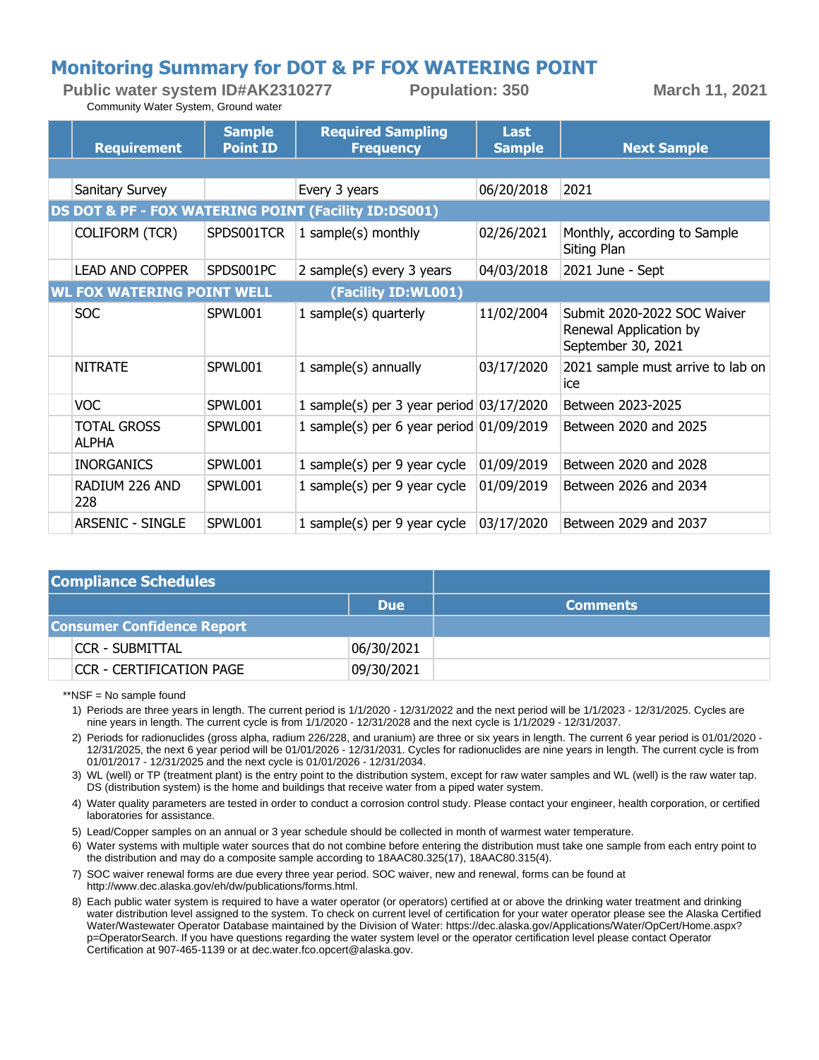# Monitoring Summary for DOT & PF FOX WATERING POINT

**Public water system ID#AK2310277** **Population: 350** **March 11, 2021**

Community Water System, Ground water

| Requirement | Sample Point ID | Required Sampling Frequency | Last Sample | Next Sample |
|---|---|---|---|---|
| Sanitary Survey | | Every 3 years | 06/20/2018 | 2021 |
| **DS DOT & PF - FOX WATERING POINT (Facility ID:DS001)** | | | | |
| COLIFORM (TCR) | SPDS001TCR | 1 sample(s) monthly | 02/26/2021 | Monthly, according to Sample Siting Plan |
| LEAD AND COPPER | SPDS001PC | 2 sample(s) every 3 years | 04/03/2018 | 2021 June - Sept |
| **WL FOX WATERING POINT WELL (Facility ID:WL001)** | | | | |
| SOC | SPWL001 | 1 sample(s) quarterly | 11/02/2004 | Submit 2020-2022 SOC Waiver Renewal Application by September 30, 2021 |
| NITRATE | SPWL001 | 1 sample(s) annually | 03/17/2020 | 2021 sample must arrive to lab on ice |
| VOC | SPWL001 | 1 sample(s) per 3 year period | 03/17/2020 | Between 2023-2025 |
| TOTAL GROSS ALPHA | SPWL001 | 1 sample(s) per 6 year period | 01/09/2019 | Between 2020 and 2025 |
| INORGANICS | SPWL001 | 1 sample(s) per 9 year cycle | 01/09/2019 | Between 2020 and 2028 |
| RADIUM 226 AND 228 | SPWL001 | 1 sample(s) per 9 year cycle | 01/09/2019 | Between 2026 and 2034 |
| ARSENIC - SINGLE | SPWL001 | 1 sample(s) per 9 year cycle | 03/17/2020 | Between 2029 and 2037 |

| Compliance Schedules | Due | Comments |
|---|---|---|
| **Consumer Confidence Report** | | |
| CCR - SUBMITTAL | 06/30/2021 | |
| CCR - CERTIFICATION PAGE | 09/30/2021 | |

**NSF = No sample found

1) Periods are three years in length. The current period is 1/1/2020 - 12/31/2022 and the next period will be 1/1/2023 - 12/31/2025. Cycles are nine years in length. The current cycle is from 1/1/2020 - 12/31/2028 and the next cycle is 1/1/2029 - 12/31/2037.
2) Periods for radionuclides (gross alpha, radium 226/228, and uranium) are three or six years in length. The current 6 year period is 01/01/2020 - 12/31/2025, the next 6 year period will be 01/01/2026 - 12/31/2031. Cycles for radionuclides are nine years in length. The current cycle is from 01/01/2017 - 12/31/2025 and the next cycle is 01/01/2026 - 12/31/2034.
3) WL (well) or TP (treatment plant) is the entry point to the distribution system, except for raw water samples and WL (well) is the raw water tap. DS (distribution system) is the home and buildings that receive water from a piped water system.
4) Water quality parameters are tested in order to conduct a corrosion control study. Please contact your engineer, health corporation, or certified laboratories for assistance.
5) Lead/Copper samples on an annual or 3 year schedule should be collected in month of warmest water temperature.
6) Water systems with multiple water sources that do not combine before entering the distribution must take one sample from each entry point to the distribution and may do a composite sample according to 18AAC80.325(17), 18AAC80.315(4).
7) SOC waiver renewal forms are due every three year period. SOC waiver, new and renewal, forms can be found at http://www.dec.alaska.gov/eh/dw/publications/forms.html.
8) Each public water system is required to have a water operator (or operators) certified at or above the drinking water treatment and drinking water distribution level assigned to the system. To check on current level of certification for your water operator please see the Alaska Certified Water/Wastewater Operator Database maintained by the Division of Water: https://dec.alaska.gov/Applications/Water/OpCert/Home.aspx?p=OperatorSearch. If you have questions regarding the water system level or the operator certification level please contact Operator Certification at 907-465-1139 or at dec.water.fco.opcert@alaska.gov.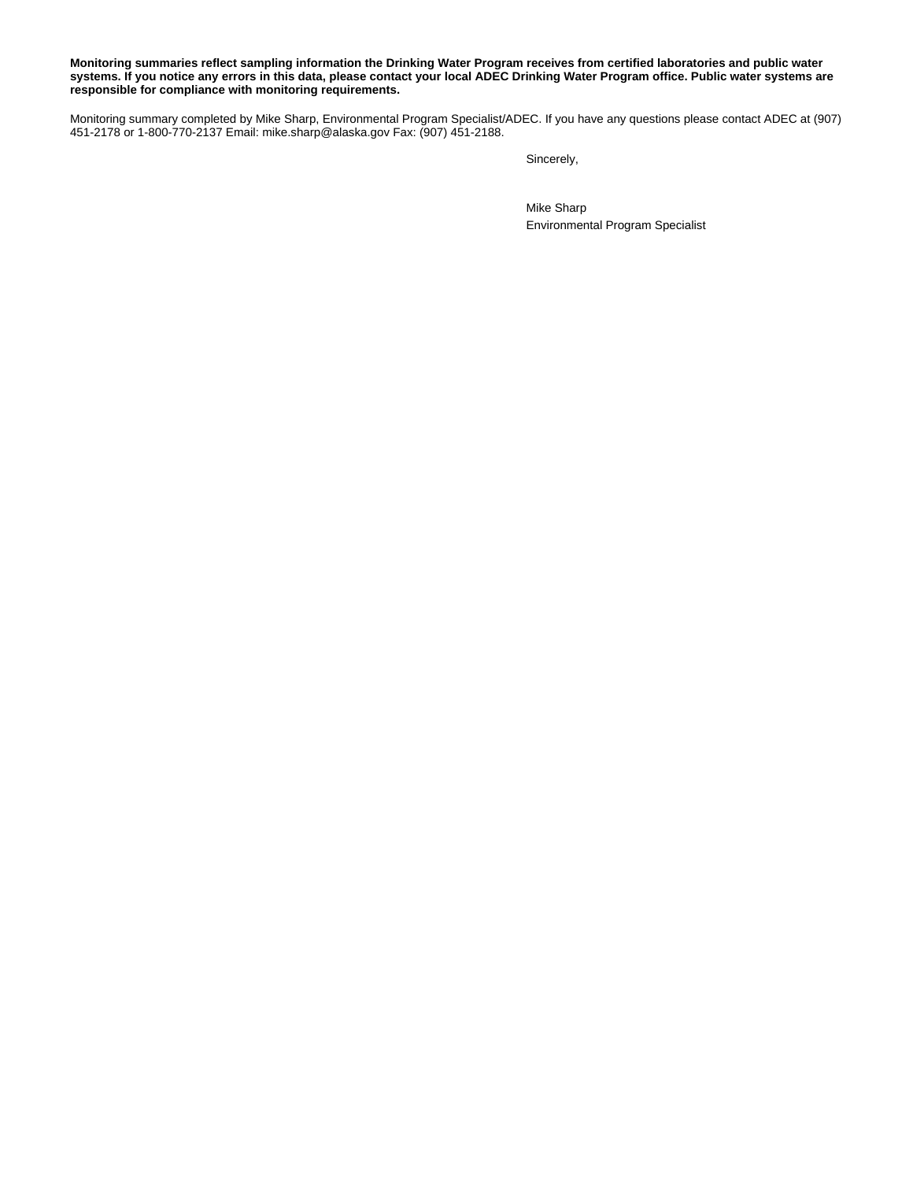**Monitoring summaries reflect sampling information the Drinking Water Program receives from certified laboratories and public water systems. If you notice any errors in this data, please contact your local ADEC Drinking Water Program office. Public water systems are responsible for compliance with monitoring requirements.**

Monitoring summary completed by Mike Sharp, Environmental Program Specialist/ADEC. If you have any questions please contact ADEC at (907) 451-2178 or 1-800-770-2137 Email: mike.sharp@alaska.gov Fax: (907) 451-2188.

Sincerely,

Mike Sharp
Environmental Program Specialist